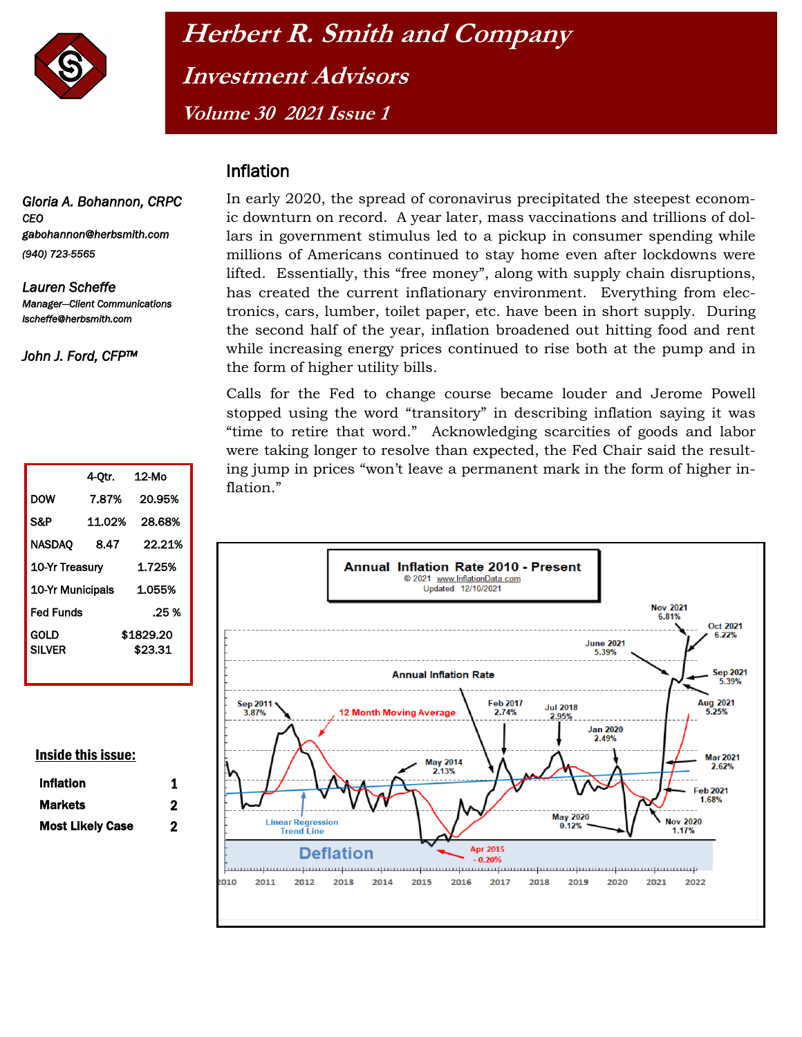# Herbert R. Smith and Company

## Investment Advisors

### Volume 30 2021 Issue 1

*Gloria A. Bohannon, CRPC*
CEO
gabohannon@herbsmith.com
(940) 723-5565

*Lauren Scheffe*
Manager—Client Communications
lscheffe@herbsmith.com

*John J. Ford, CFP™*

| | 4-Qtr. | 12-Mo |
|---|---|---|
| DOW | 7.87% | 20.95% |
| S&P | 11.02% | 28.68% |
| NASDAQ | 8.47 | 22.21% |
| 10-Yr Treasury | | 1.725% |
| 10-Yr Municipals | | 1.055% |
| Fed Funds | | .25 % |
| GOLD | | $1829.20 |
| SILVER | | $23.31 |

**Inside this issue:**

| | |
|---|---|
| Inflation | 1 |
| Markets | 2 |
| Most Likely Case | 2 |

## Inflation

In early 2020, the spread of coronavirus precipitated the steepest economic downturn on record. A year later, mass vaccinations and trillions of dollars in government stimulus led to a pickup in consumer spending while millions of Americans continued to stay home even after lockdowns were lifted. Essentially, this "free money", along with supply chain disruptions, has created the current inflationary environment. Everything from electronics, cars, lumber, toilet paper, etc. have been in short supply. During the second half of the year, inflation broadened out hitting food and rent while increasing energy prices continued to rise both at the pump and in the form of higher utility bills.

Calls for the Fed to change course became louder and Jerome Powell stopped using the word "transitory" in describing inflation saying it was "time to retire that word." Acknowledging scarcities of goods and labor were taking longer to resolve than expected, the Fed Chair said the resulting jump in prices "won't leave a permanent mark in the form of higher inflation."

**Annual Inflation Rate 2010 - Present**
© 2021 www.InflationData.com
Updated 12/10/2021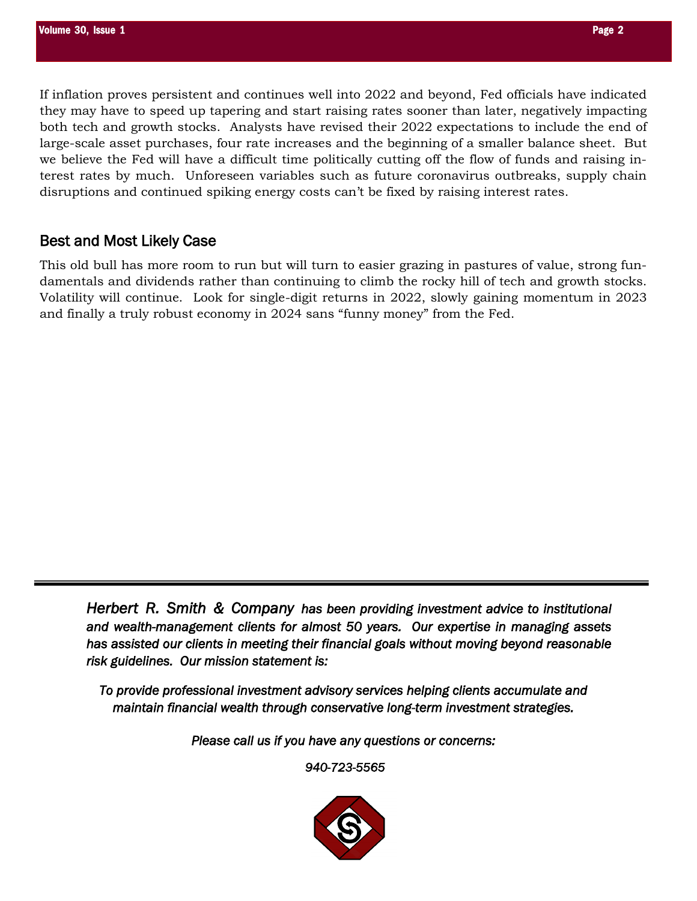If inflation proves persistent and continues well into 2022 and beyond, Fed officials have indicated they may have to speed up tapering and start raising rates sooner than later, negatively impacting both tech and growth stocks. Analysts have revised their 2022 expectations to include the end of large-scale asset purchases, four rate increases and the beginning of a smaller balance sheet. But we believe the Fed will have a difficult time politically cutting off the flow of funds and raising interest rates by much. Unforeseen variables such as future coronavirus outbreaks, supply chain disruptions and continued spiking energy costs can't be fixed by raising interest rates.

## Best and Most Likely Case

This old bull has more room to run but will turn to easier grazing in pastures of value, strong fundamentals and dividends rather than continuing to climb the rocky hill of tech and growth stocks. Volatility will continue. Look for single-digit returns in 2022, slowly gaining momentum in 2023 and finally a truly robust economy in 2024 sans "funny money" from the Fed.

---

*Herbert R. Smith & Company has been providing investment advice to institutional and wealth-management clients for almost 50 years. Our expertise in managing assets has assisted our clients in meeting their financial goals without moving beyond reasonable risk guidelines. Our mission statement is:*

*To provide professional investment advisory services helping clients accumulate and maintain financial wealth through conservative long-term investment strategies.*

*Please call us if you have any questions or concerns:*

*940-723-5565*